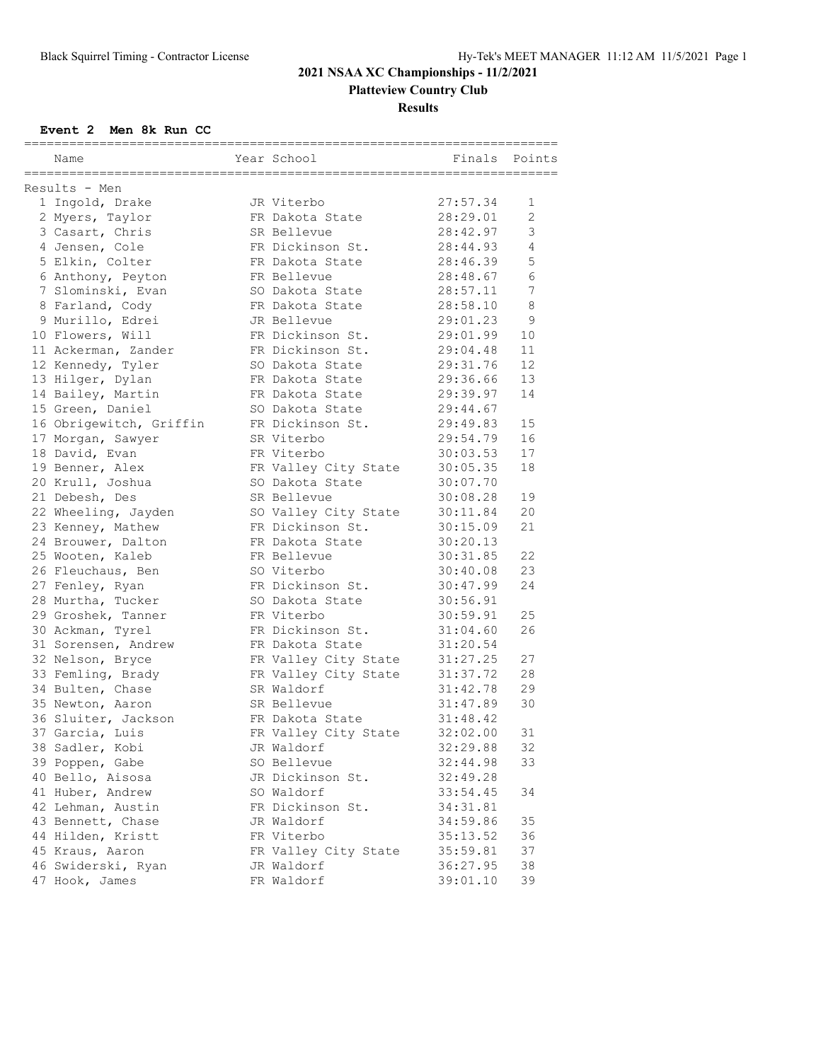# 2021 NSAA XC Championships - 11/2/2021

## Platteview Country Club

### Results

**Event 2 Men 8k Run CC**

Results - Men

| Place | Name | Year | School | Finals | Points |
|---|---|---|---|---|---|
| 1 | Ingold, Drake | JR | Viterbo | 27:57.34 | 1 |
| 2 | Myers, Taylor | FR | Dakota State | 28:29.01 | 2 |
| 3 | Casart, Chris | SR | Bellevue | 28:42.97 | 3 |
| 4 | Jensen, Cole | FR | Dickinson St. | 28:44.93 | 4 |
| 5 | Elkin, Colter | FR | Dakota State | 28:46.39 | 5 |
| 6 | Anthony, Peyton | FR | Bellevue | 28:48.67 | 6 |
| 7 | Slominski, Evan | SO | Dakota State | 28:57.11 | 7 |
| 8 | Farland, Cody | FR | Dakota State | 28:58.10 | 8 |
| 9 | Murillo, Edrei | JR | Bellevue | 29:01.23 | 9 |
| 10 | Flowers, Will | FR | Dickinson St. | 29:01.99 | 10 |
| 11 | Ackerman, Zander | FR | Dickinson St. | 29:04.48 | 11 |
| 12 | Kennedy, Tyler | SO | Dakota State | 29:31.76 | 12 |
| 13 | Hilger, Dylan | FR | Dakota State | 29:36.66 | 13 |
| 14 | Bailey, Martin | FR | Dakota State | 29:39.97 | 14 |
| 15 | Green, Daniel | SO | Dakota State | 29:44.67 | |
| 16 | Obrigewitch, Griffin | FR | Dickinson St. | 29:49.83 | 15 |
| 17 | Morgan, Sawyer | SR | Viterbo | 29:54.79 | 16 |
| 18 | David, Evan | FR | Viterbo | 30:03.53 | 17 |
| 19 | Benner, Alex | FR | Valley City State | 30:05.35 | 18 |
| 20 | Krull, Joshua | SO | Dakota State | 30:07.70 | |
| 21 | Debesh, Des | SR | Bellevue | 30:08.28 | 19 |
| 22 | Wheeling, Jayden | SO | Valley City State | 30:11.84 | 20 |
| 23 | Kenney, Mathew | FR | Dickinson St. | 30:15.09 | 21 |
| 24 | Brouwer, Dalton | FR | Dakota State | 30:20.13 | |
| 25 | Wooten, Kaleb | FR | Bellevue | 30:31.85 | 22 |
| 26 | Fleuchaus, Ben | SO | Viterbo | 30:40.08 | 23 |
| 27 | Fenley, Ryan | FR | Dickinson St. | 30:47.99 | 24 |
| 28 | Murtha, Tucker | SO | Dakota State | 30:56.91 | |
| 29 | Groshek, Tanner | FR | Viterbo | 30:59.91 | 25 |
| 30 | Ackman, Tyrel | FR | Dickinson St. | 31:04.60 | 26 |
| 31 | Sorensen, Andrew | FR | Dakota State | 31:20.54 | |
| 32 | Nelson, Bryce | FR | Valley City State | 31:27.25 | 27 |
| 33 | Femling, Brady | FR | Valley City State | 31:37.72 | 28 |
| 34 | Bulten, Chase | SR | Waldorf | 31:42.78 | 29 |
| 35 | Newton, Aaron | SR | Bellevue | 31:47.89 | 30 |
| 36 | Sluiter, Jackson | FR | Dakota State | 31:48.42 | |
| 37 | Garcia, Luis | FR | Valley City State | 32:02.00 | 31 |
| 38 | Sadler, Kobi | JR | Waldorf | 32:29.88 | 32 |
| 39 | Poppen, Gabe | SO | Bellevue | 32:44.98 | 33 |
| 40 | Bello, Aisosa | JR | Dickinson St. | 32:49.28 | |
| 41 | Huber, Andrew | SO | Waldorf | 33:54.45 | 34 |
| 42 | Lehman, Austin | FR | Dickinson St. | 34:31.81 | |
| 43 | Bennett, Chase | JR | Waldorf | 34:59.86 | 35 |
| 44 | Hilden, Kristt | FR | Viterbo | 35:13.52 | 36 |
| 45 | Kraus, Aaron | FR | Valley City State | 35:59.81 | 37 |
| 46 | Swiderski, Ryan | JR | Waldorf | 36:27.95 | 38 |
| 47 | Hook, James | FR | Waldorf | 39:01.10 | 39 |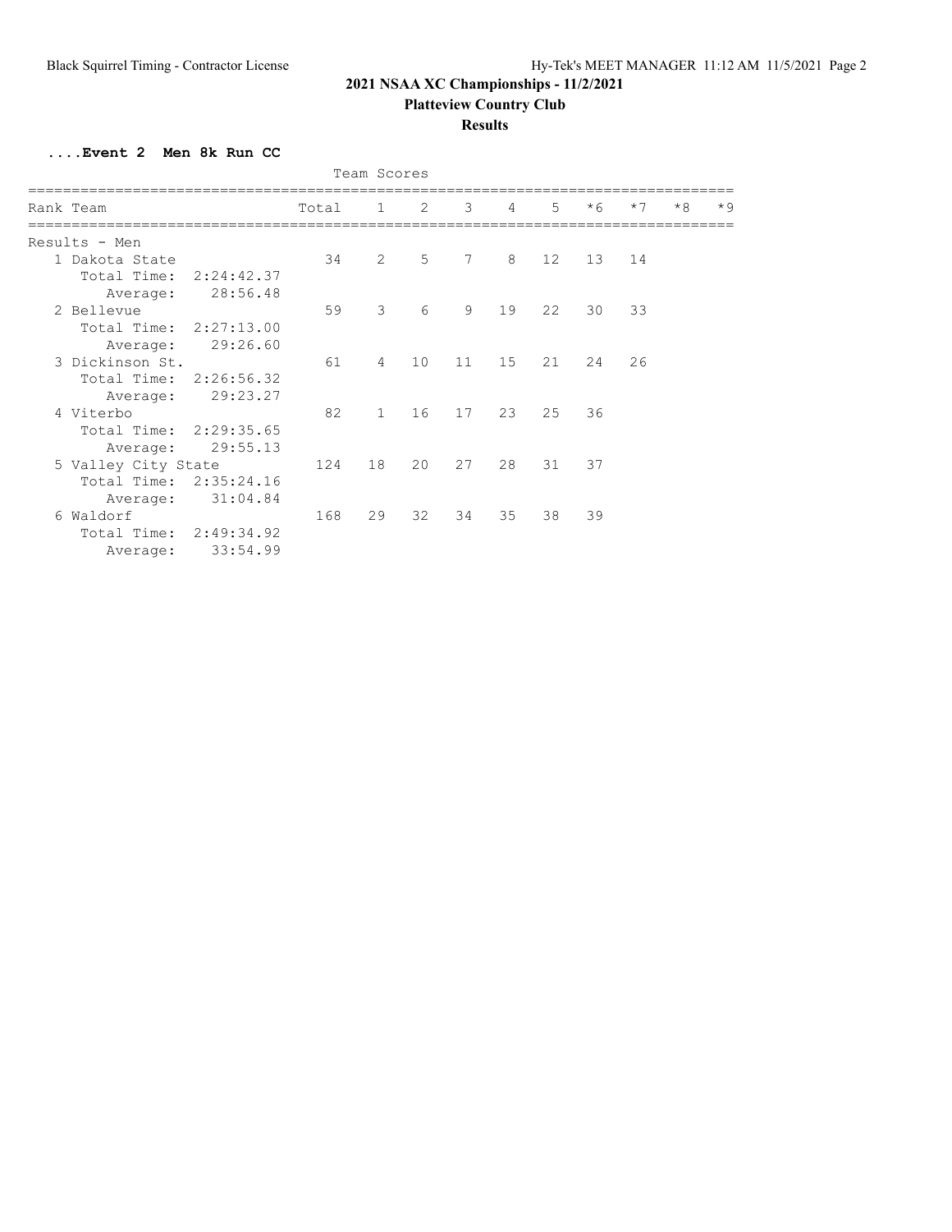# 2021 NSAA XC Championships - 11/2/2021

## Platteview Country Club

### Results

**....Event 2 Men 8k Run CC**

Team Scores

| Rank | Team | Total | 1 | 2 | 3 | 4 | 5 | *6 | *7 | *8 | *9 |
|---|---|---|---|---|---|---|---|---|---|---|---|
| Results - Men | | | | | | | | | | | |
| 1 | Dakota State | 34 | 2 | 5 | 7 | 8 | 12 | 13 | 14 | | |
| | Total Time: 2:24:42.37 | | | | | | | | | | |
| | Average: 28:56.48 | | | | | | | | | | |
| 2 | Bellevue | 59 | 3 | 6 | 9 | 19 | 22 | 30 | 33 | | |
| | Total Time: 2:27:13.00 | | | | | | | | | | |
| | Average: 29:26.60 | | | | | | | | | | |
| 3 | Dickinson St. | 61 | 4 | 10 | 11 | 15 | 21 | 24 | 26 | | |
| | Total Time: 2:26:56.32 | | | | | | | | | | |
| | Average: 29:23.27 | | | | | | | | | | |
| 4 | Viterbo | 82 | 1 | 16 | 17 | 23 | 25 | 36 | | | |
| | Total Time: 2:29:35.65 | | | | | | | | | | |
| | Average: 29:55.13 | | | | | | | | | | |
| 5 | Valley City State | 124 | 18 | 20 | 27 | 28 | 31 | 37 | | | |
| | Total Time: 2:35:24.16 | | | | | | | | | | |
| | Average: 31:04.84 | | | | | | | | | | |
| 6 | Waldorf | 168 | 29 | 32 | 34 | 35 | 38 | 39 | | | |
| | Total Time: 2:49:34.92 | | | | | | | | | | |
| | Average: 33:54.99 | | | | | | | | | | |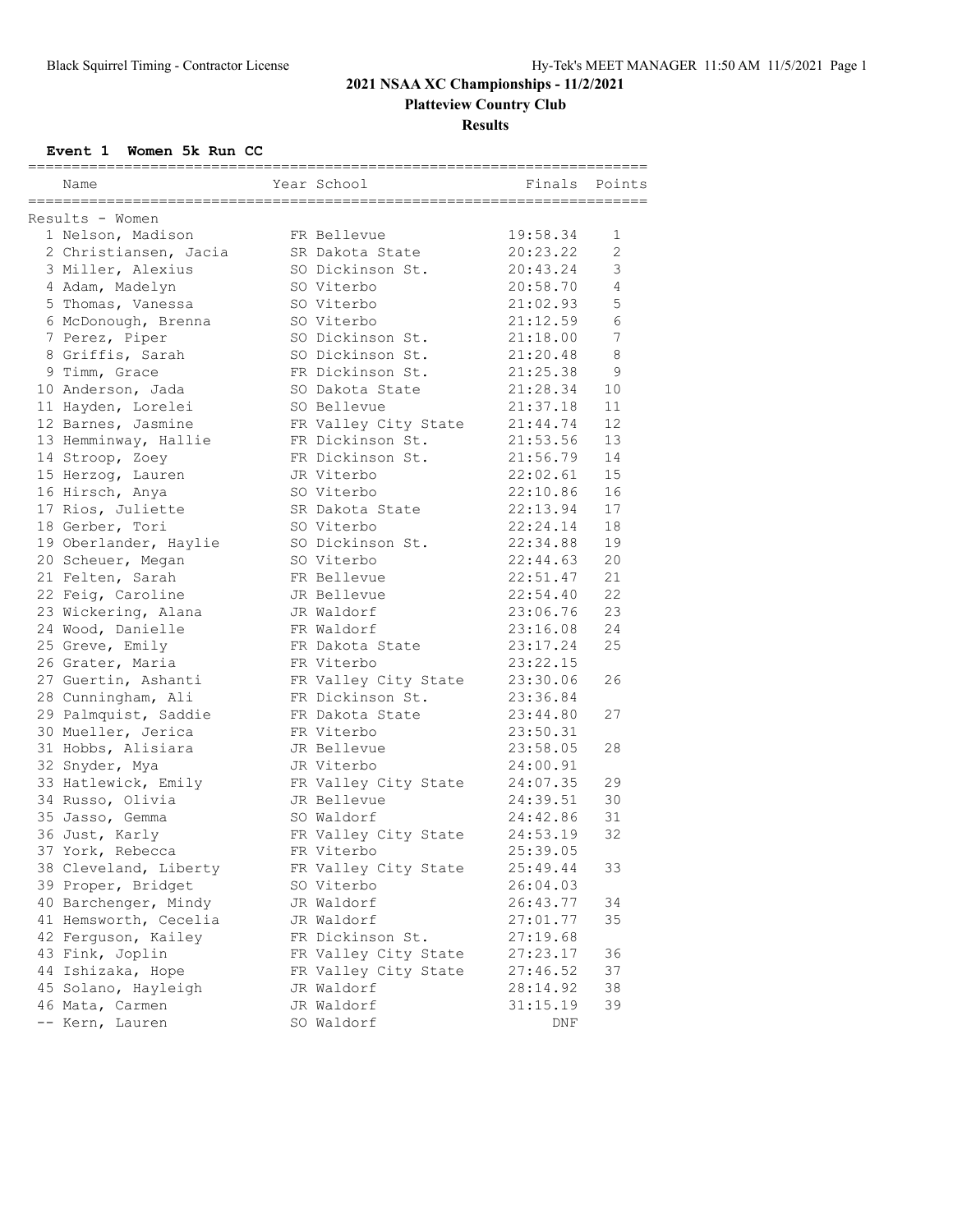# 2021 NSAA XC Championships - 11/2/2021

## Platteview Country Club

### Results

**Event 1 Women 5k Run CC**

| Place | Name | Year | School | Finals | Points |
|---|---|---|---|---|---|
| Results - Women | | | | | |
| 1 | Nelson, Madison | FR | Bellevue | 19:58.34 | 1 |
| 2 | Christiansen, Jacia | SR | Dakota State | 20:23.22 | 2 |
| 3 | Miller, Alexius | SO | Dickinson St. | 20:43.24 | 3 |
| 4 | Adam, Madelyn | SO | Viterbo | 20:58.70 | 4 |
| 5 | Thomas, Vanessa | SO | Viterbo | 21:02.93 | 5 |
| 6 | McDonough, Brenna | SO | Viterbo | 21:12.59 | 6 |
| 7 | Perez, Piper | SO | Dickinson St. | 21:18.00 | 7 |
| 8 | Griffis, Sarah | SO | Dickinson St. | 21:20.48 | 8 |
| 9 | Timm, Grace | FR | Dickinson St. | 21:25.38 | 9 |
| 10 | Anderson, Jada | SO | Dakota State | 21:28.34 | 10 |
| 11 | Hayden, Lorelei | SO | Bellevue | 21:37.18 | 11 |
| 12 | Barnes, Jasmine | FR | Valley City State | 21:44.74 | 12 |
| 13 | Hemminway, Hallie | FR | Dickinson St. | 21:53.56 | 13 |
| 14 | Stroop, Zoey | FR | Dickinson St. | 21:56.79 | 14 |
| 15 | Herzog, Lauren | JR | Viterbo | 22:02.61 | 15 |
| 16 | Hirsch, Anya | SO | Viterbo | 22:10.86 | 16 |
| 17 | Rios, Juliette | SR | Dakota State | 22:13.94 | 17 |
| 18 | Gerber, Tori | SO | Viterbo | 22:24.14 | 18 |
| 19 | Oberlander, Haylie | SO | Dickinson St. | 22:34.88 | 19 |
| 20 | Scheuer, Megan | SO | Viterbo | 22:44.63 | 20 |
| 21 | Felten, Sarah | FR | Bellevue | 22:51.47 | 21 |
| 22 | Feig, Caroline | JR | Bellevue | 22:54.40 | 22 |
| 23 | Wickering, Alana | JR | Waldorf | 23:06.76 | 23 |
| 24 | Wood, Danielle | FR | Waldorf | 23:16.08 | 24 |
| 25 | Greve, Emily | FR | Dakota State | 23:17.24 | 25 |
| 26 | Grater, Maria | FR | Viterbo | 23:22.15 | |
| 27 | Guertin, Ashanti | FR | Valley City State | 23:30.06 | 26 |
| 28 | Cunningham, Ali | FR | Dickinson St. | 23:36.84 | |
| 29 | Palmquist, Saddie | FR | Dakota State | 23:44.80 | 27 |
| 30 | Mueller, Jerica | FR | Viterbo | 23:50.31 | |
| 31 | Hobbs, Alisiara | JR | Bellevue | 23:58.05 | 28 |
| 32 | Snyder, Mya | JR | Viterbo | 24:00.91 | |
| 33 | Hatlewick, Emily | FR | Valley City State | 24:07.35 | 29 |
| 34 | Russo, Olivia | JR | Bellevue | 24:39.51 | 30 |
| 35 | Jasso, Gemma | SO | Waldorf | 24:42.86 | 31 |
| 36 | Just, Karly | FR | Valley City State | 24:53.19 | 32 |
| 37 | York, Rebecca | FR | Viterbo | 25:39.05 | |
| 38 | Cleveland, Liberty | FR | Valley City State | 25:49.44 | 33 |
| 39 | Proper, Bridget | SO | Viterbo | 26:04.03 | |
| 40 | Barchenger, Mindy | JR | Waldorf | 26:43.77 | 34 |
| 41 | Hemsworth, Cecelia | JR | Waldorf | 27:01.77 | 35 |
| 42 | Ferguson, Kailey | FR | Dickinson St. | 27:19.68 | |
| 43 | Fink, Joplin | FR | Valley City State | 27:23.17 | 36 |
| 44 | Ishizaka, Hope | FR | Valley City State | 27:46.52 | 37 |
| 45 | Solano, Hayleigh | JR | Waldorf | 28:14.92 | 38 |
| 46 | Mata, Carmen | JR | Waldorf | 31:15.19 | 39 |
| -- | Kern, Lauren | SO | Waldorf | DNF | |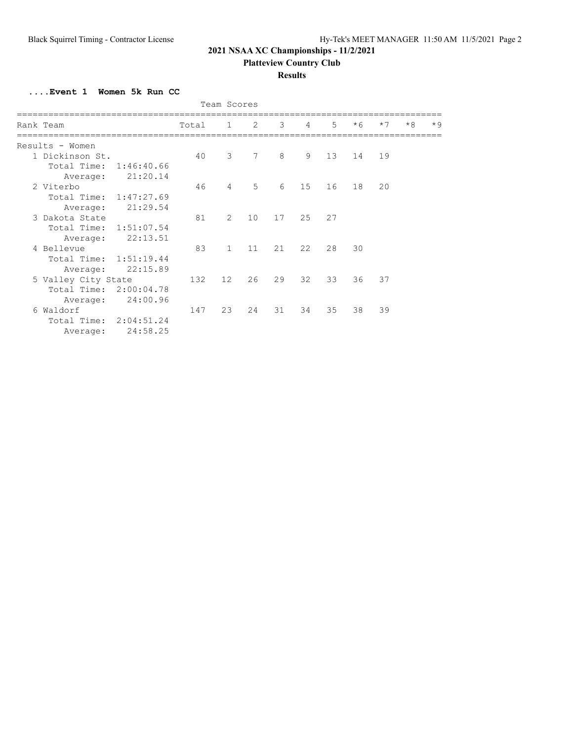**2021 NSAA XC Championships - 11/2/2021**

**Platteview Country Club**

**Results**

**....Event 1 Women 5k Run CC**

Team Scores

| Rank | Team | Total | 1 | 2 | 3 | 4 | 5 | *6 | *7 | *8 | *9 |
|---|---|---|---|---|---|---|---|---|---|---|---|
| Results - Women | | | | | | | | | | | |
| 1 | Dickinson St. | 40 | 3 | 7 | 8 | 9 | 13 | 14 | 19 | | |
| | Total Time: 1:46:40.66 | | | | | | | | | | |
| | Average: 21:20.14 | | | | | | | | | | |
| 2 | Viterbo | 46 | 4 | 5 | 6 | 15 | 16 | 18 | 20 | | |
| | Total Time: 1:47:27.69 | | | | | | | | | | |
| | Average: 21:29.54 | | | | | | | | | | |
| 3 | Dakota State | 81 | 2 | 10 | 17 | 25 | 27 | | | | |
| | Total Time: 1:51:07.54 | | | | | | | | | | |
| | Average: 22:13.51 | | | | | | | | | | |
| 4 | Bellevue | 83 | 1 | 11 | 21 | 22 | 28 | 30 | | | |
| | Total Time: 1:51:19.44 | | | | | | | | | | |
| | Average: 22:15.89 | | | | | | | | | | |
| 5 | Valley City State | 132 | 12 | 26 | 29 | 32 | 33 | 36 | 37 | | |
| | Total Time: 2:00:04.78 | | | | | | | | | | |
| | Average: 24:00.96 | | | | | | | | | | |
| 6 | Waldorf | 147 | 23 | 24 | 31 | 34 | 35 | 38 | 39 | | |
| | Total Time: 2:04:51.24 | | | | | | | | | | |
| | Average: 24:58.25 | | | | | | | | | | |